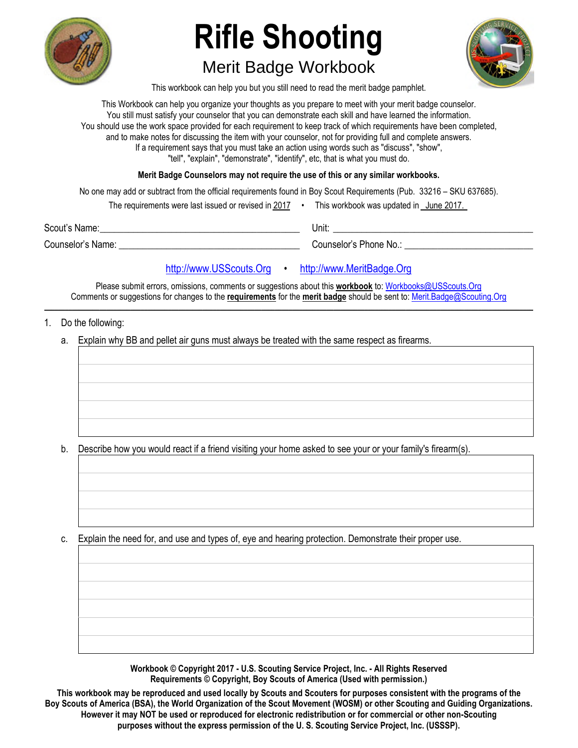# Rifle Shooting

## Merit Badge Workbook

This workbook can help you but you still need to read the merit badge pamphlet.

This Workbook can help you organize your thoughts as you prepare to meet with your merit badge counselor.
You still must satisfy your counselor that you can demonstrate each skill and have learned the information.
You should use the work space provided for each requirement to keep track of which requirements have been completed,
and to make notes for discussing the item with your counselor, not for providing full and complete answers.
If a requirement says that you must take an action using words such as "discuss", "show",
"tell", "explain", "demonstrate", "identify", etc, that is what you must do.

**Merit Badge Counselors may not require the use of this or any similar workbooks.**

No one may add or subtract from the official requirements found in Boy Scout Requirements (Pub. 33216 – SKU 637685).

The requirements were last issued or revised in 2017 • This workbook was updated in June 2017.

Scout's Name: ____________________ Unit: ____________________

Counselor's Name: ____________________ Counselor's Phone No.: ____________________

http://www.USScouts.Org • http://www.MeritBadge.Org

Please submit errors, omissions, comments or suggestions about this **workbook** to: Workbooks@USScouts.Org
Comments or suggestions for changes to the **requirements** for the **merit badge** should be sent to: Merit.Badge@Scouting.Org

---

1. Do the following:
   a. Explain why BB and pellet air guns must always be treated with the same respect as firearms.

   b. Describe how you would react if a friend visiting your home asked to see your or your family's firearm(s).

   c. Explain the need for, and use and types of, eye and hearing protection. Demonstrate their proper use.

**Workbook © Copyright 2017 - U.S. Scouting Service Project, Inc. - All Rights Reserved**
**Requirements © Copyright, Boy Scouts of America (Used with permission.)**

**This workbook may be reproduced and used locally by Scouts and Scouters for purposes consistent with the programs of the Boy Scouts of America (BSA), the World Organization of the Scout Movement (WOSM) or other Scouting and Guiding Organizations. However it may NOT be used or reproduced for electronic redistribution or for commercial or other non-Scouting purposes without the express permission of the U. S. Scouting Service Project, Inc. (USSSP).**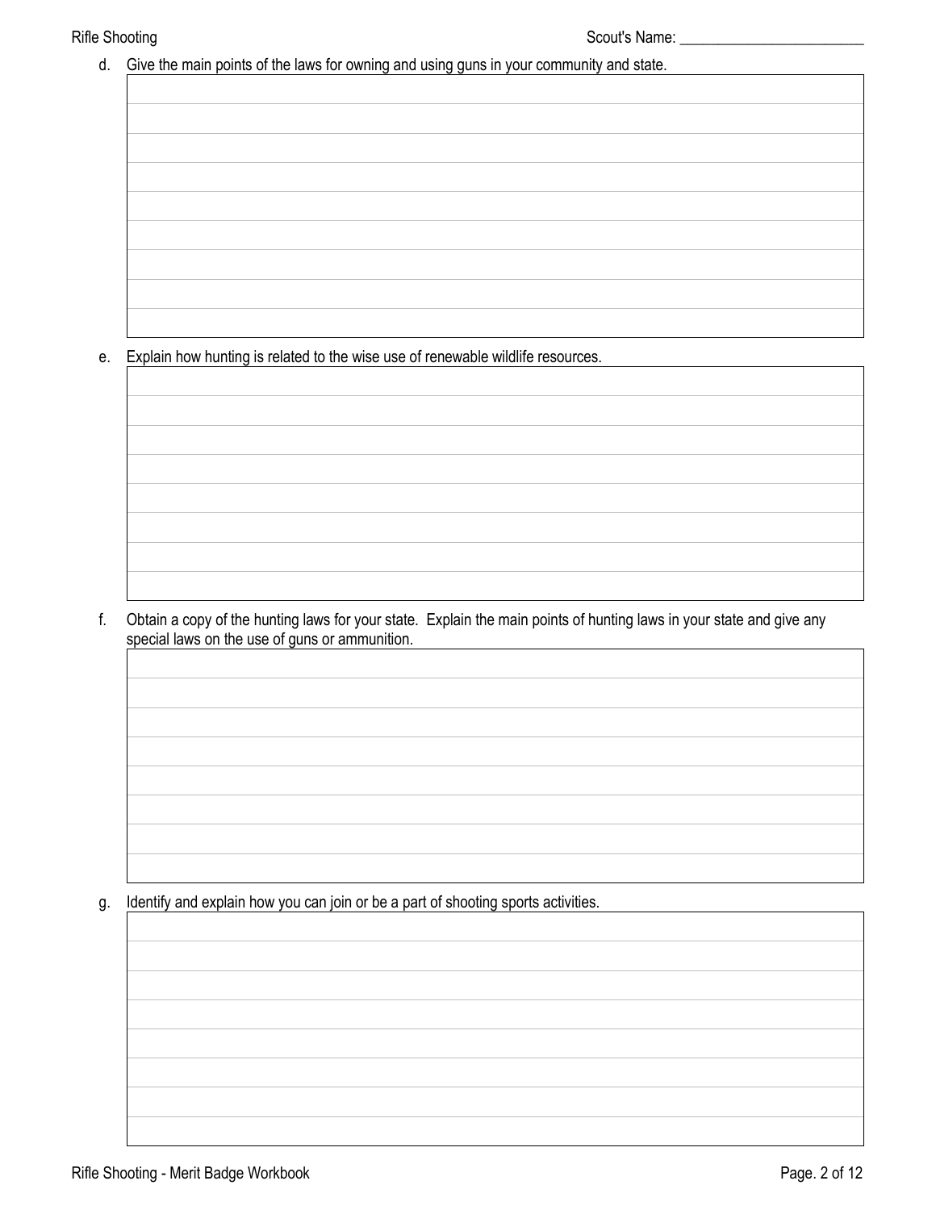Scout's Name: ________________________

d. Give the main points of the laws for owning and using guns in your community and state.

e. Explain how hunting is related to the wise use of renewable wildlife resources.

f. Obtain a copy of the hunting laws for your state. Explain the main points of hunting laws in your state and give any special laws on the use of guns or ammunition.

g. Identify and explain how you can join or be a part of shooting sports activities.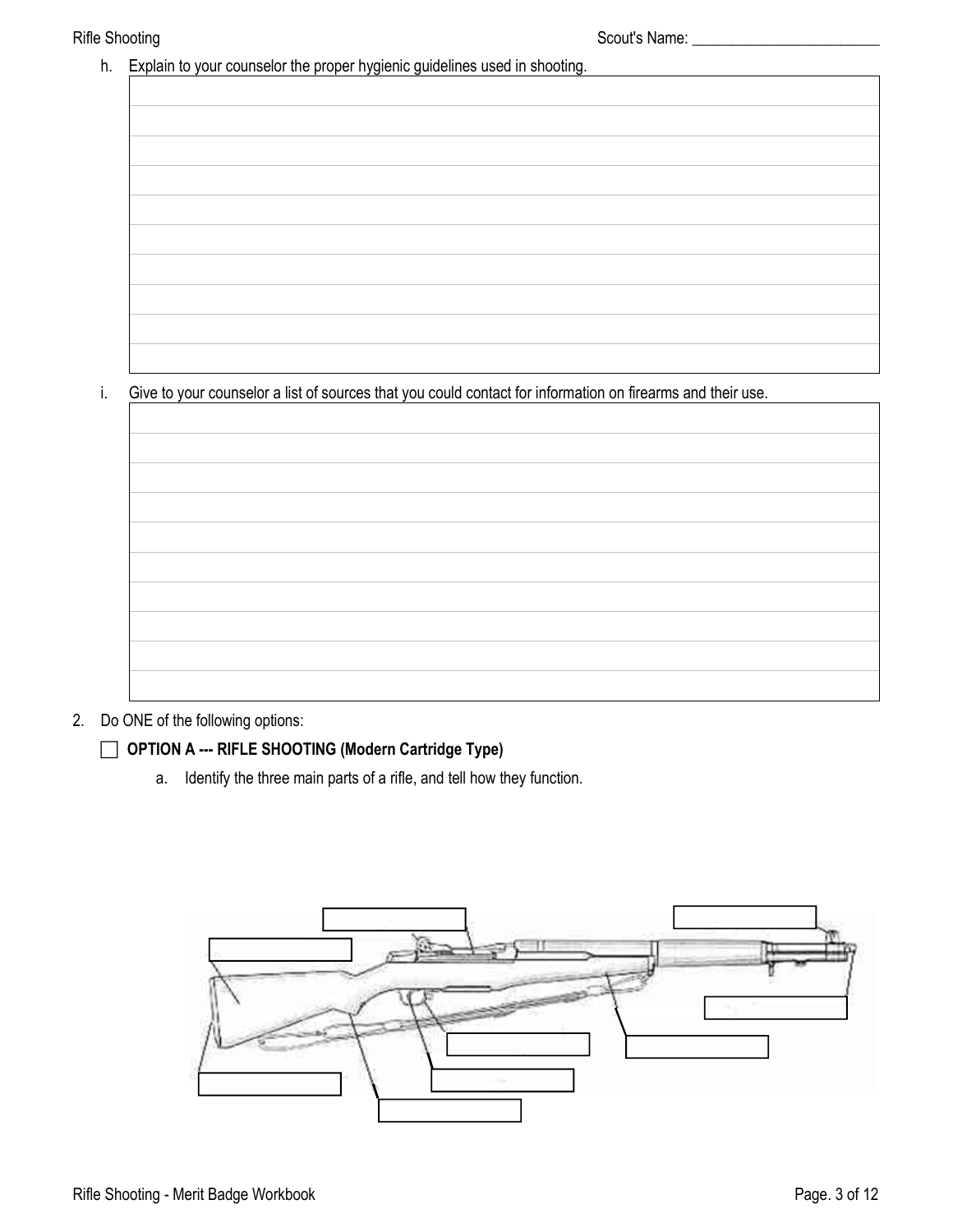Scout's Name: ________________________

h. Explain to your counselor the proper hygienic guidelines used in shooting.

i. Give to your counselor a list of sources that you could contact for information on firearms and their use.

2. Do ONE of the following options:

☐ **OPTION A --- RIFLE SHOOTING (Modern Cartridge Type)**

a. Identify the three main parts of a rifle, and tell how they function.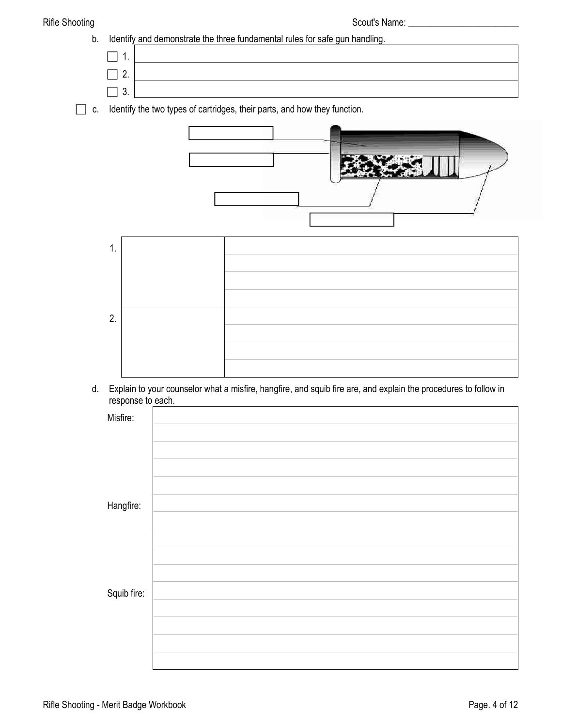Scout's Name: ________________________

b. Identify and demonstrate the three fundamental rules for safe gun handling.

- ☐ 1. 
- ☐ 2. 
- ☐ 3. 

☐ c. Identify the two types of cartridges, their parts, and how they function.

| | | |
|---|---|---|
| 1. | | |
| 2. | | |

d. Explain to your counselor what a misfire, hangfire, and squib fire are, and explain the procedures to follow in response to each.

| | |
|---|---|
| Misfire: | |
| Hangfire: | |
| Squib fire: | |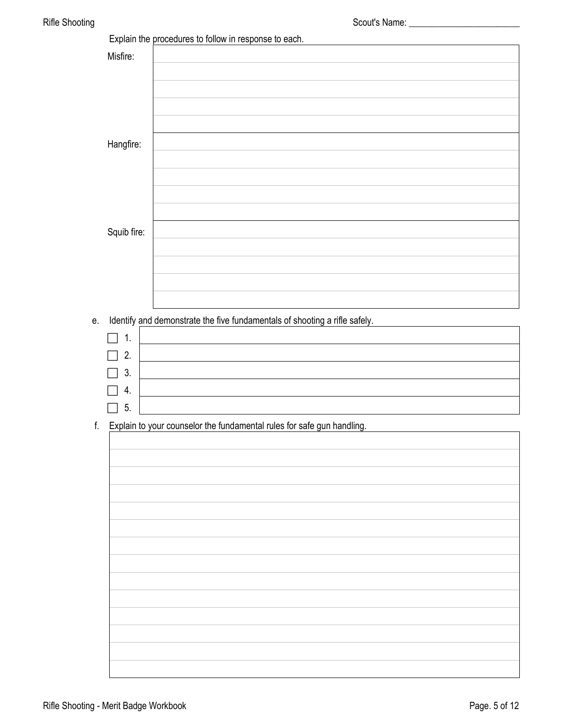Explain the procedures to follow in response to each.

| | |
|---|---|
| Misfire: | |
| Hangfire: | |
| Squib fire: | |

e. Identify and demonstrate the five fundamentals of shooting a rifle safely.

- [ ] 1.
- [ ] 2.
- [ ] 3.
- [ ] 4.
- [ ] 5.

f. Explain to your counselor the fundamental rules for safe gun handling.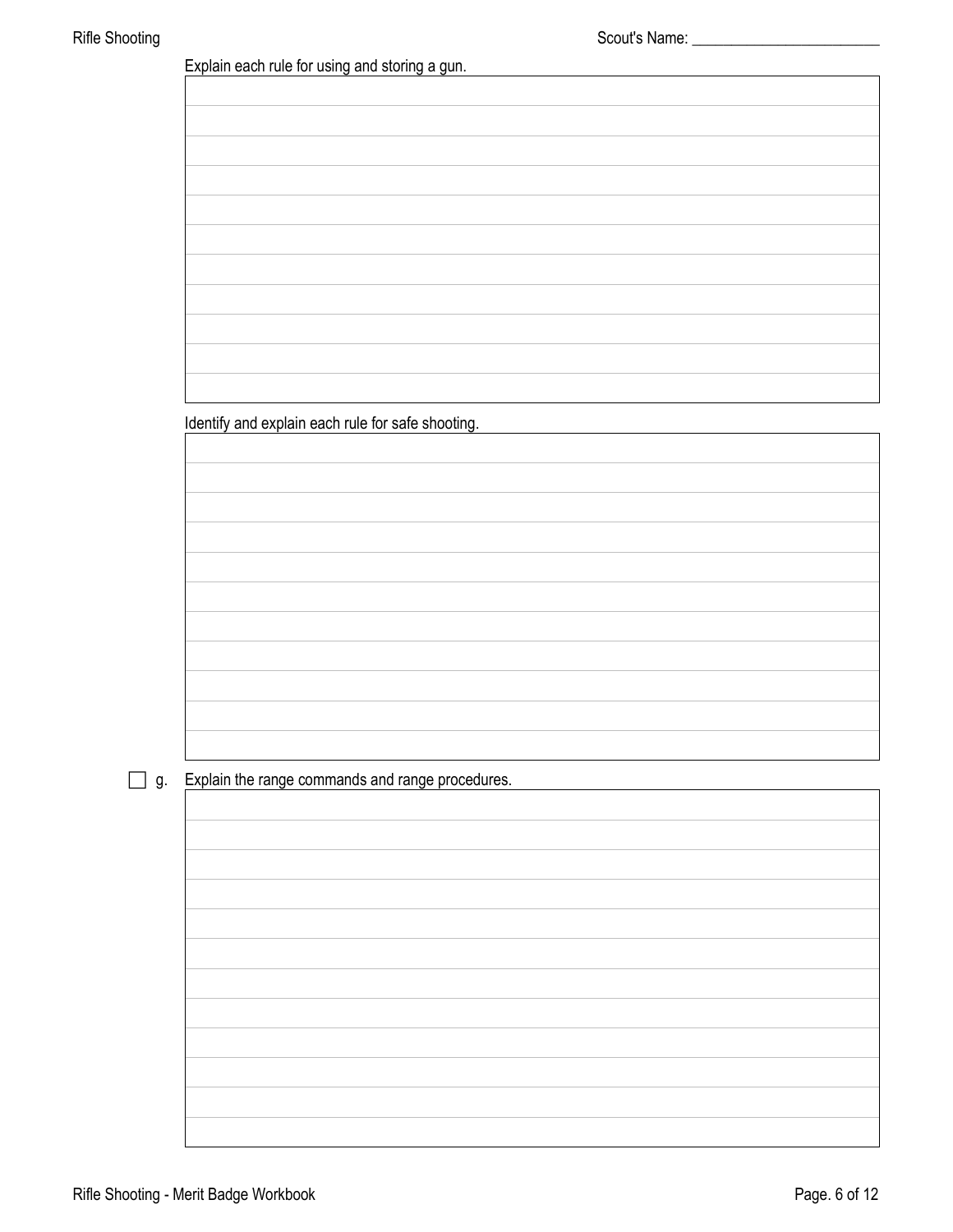Scout's Name: ________________________

Explain each rule for using and storing a gun.

Identify and explain each rule for safe shooting.

- [ ] g. Explain the range commands and range procedures.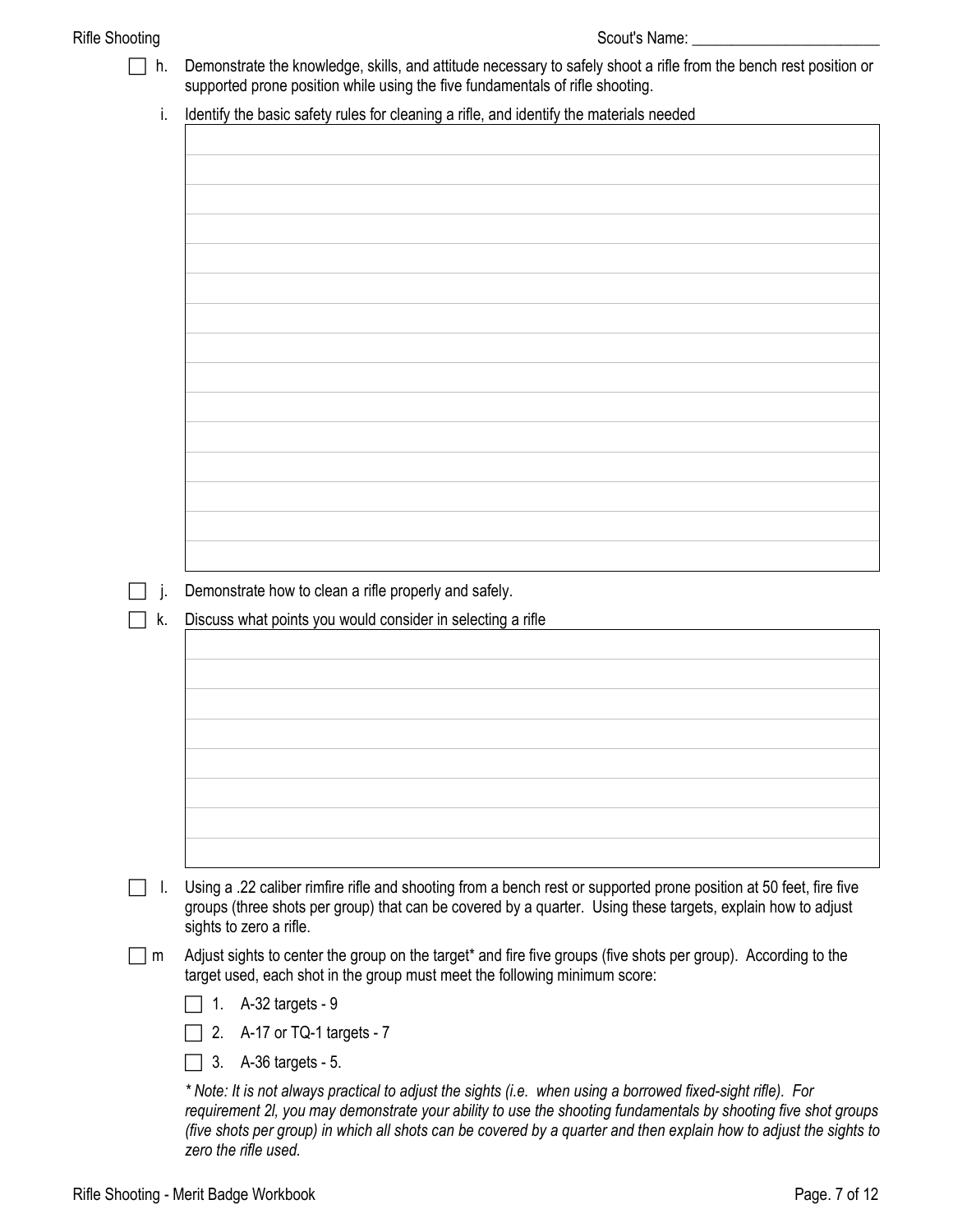Scout's Name: ________________________

- [ ] h. Demonstrate the knowledge, skills, and attitude necessary to safely shoot a rifle from the bench rest position or supported prone position while using the five fundamentals of rifle shooting.

  i. Identify the basic safety rules for cleaning a rifle, and identify the materials needed

- [ ] j. Demonstrate how to clean a rifle properly and safely.
- [ ] k. Discuss what points you would consider in selecting a rifle

- [ ] l. Using a .22 caliber rimfire rifle and shooting from a bench rest or supported prone position at 50 feet, fire five groups (three shots per group) that can be covered by a quarter. Using these targets, explain how to adjust sights to zero a rifle.
- [ ] m Adjust sights to center the group on the target* and fire five groups (five shots per group). According to the target used, each shot in the group must meet the following minimum score:
  - [ ] 1. A-32 targets - 9
  - [ ] 2. A-17 or TQ-1 targets - 7
  - [ ] 3. A-36 targets - 5.

  *\* Note: It is not always practical to adjust the sights (i.e. when using a borrowed fixed-sight rifle). For requirement 2l, you may demonstrate your ability to use the shooting fundamentals by shooting five shot groups (five shots per group) in which all shots can be covered by a quarter and then explain how to adjust the sights to zero the rifle used.*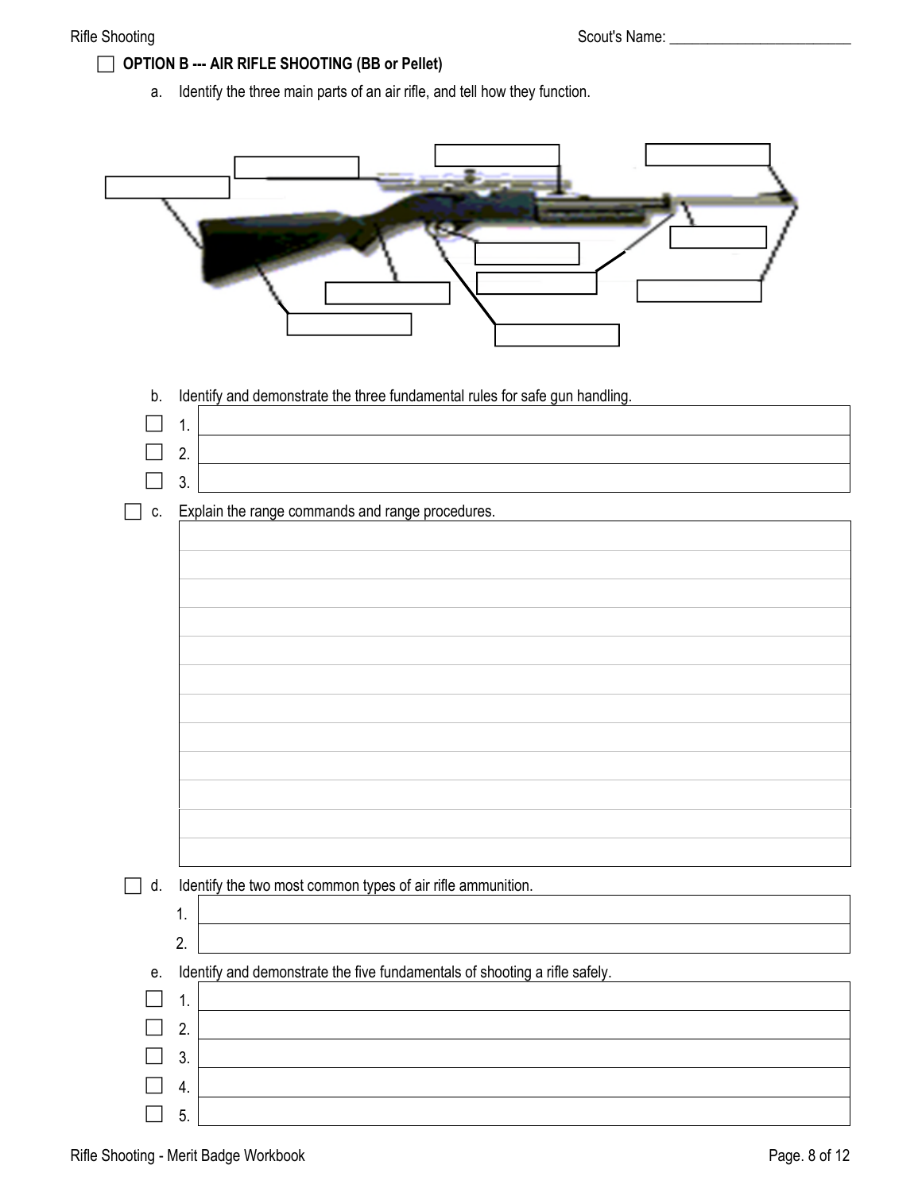☐ **OPTION B --- AIR RIFLE SHOOTING (BB or Pellet)**

a. Identify the three main parts of an air rifle, and tell how they function.

b. Identify and demonstrate the three fundamental rules for safe gun handling.

| | | |
|---|---|---|
| ☐ | 1. | |
| ☐ | 2. | |
| ☐ | 3. | |

☐ c. Explain the range commands and range procedures.

| |
|---|
| |
| |
| |
| |
| |
| |
| |
| |
| |
| |
| |
| |

☐ d. Identify the two most common types of air rifle ammunition.

| | |
|---|---|
| 1. | |
| 2. | |

e. Identify and demonstrate the five fundamentals of shooting a rifle safely.

| | | |
|---|---|---|
| ☐ | 1. | |
| ☐ | 2. | |
| ☐ | 3. | |
| ☐ | 4. | |
| ☐ | 5. | |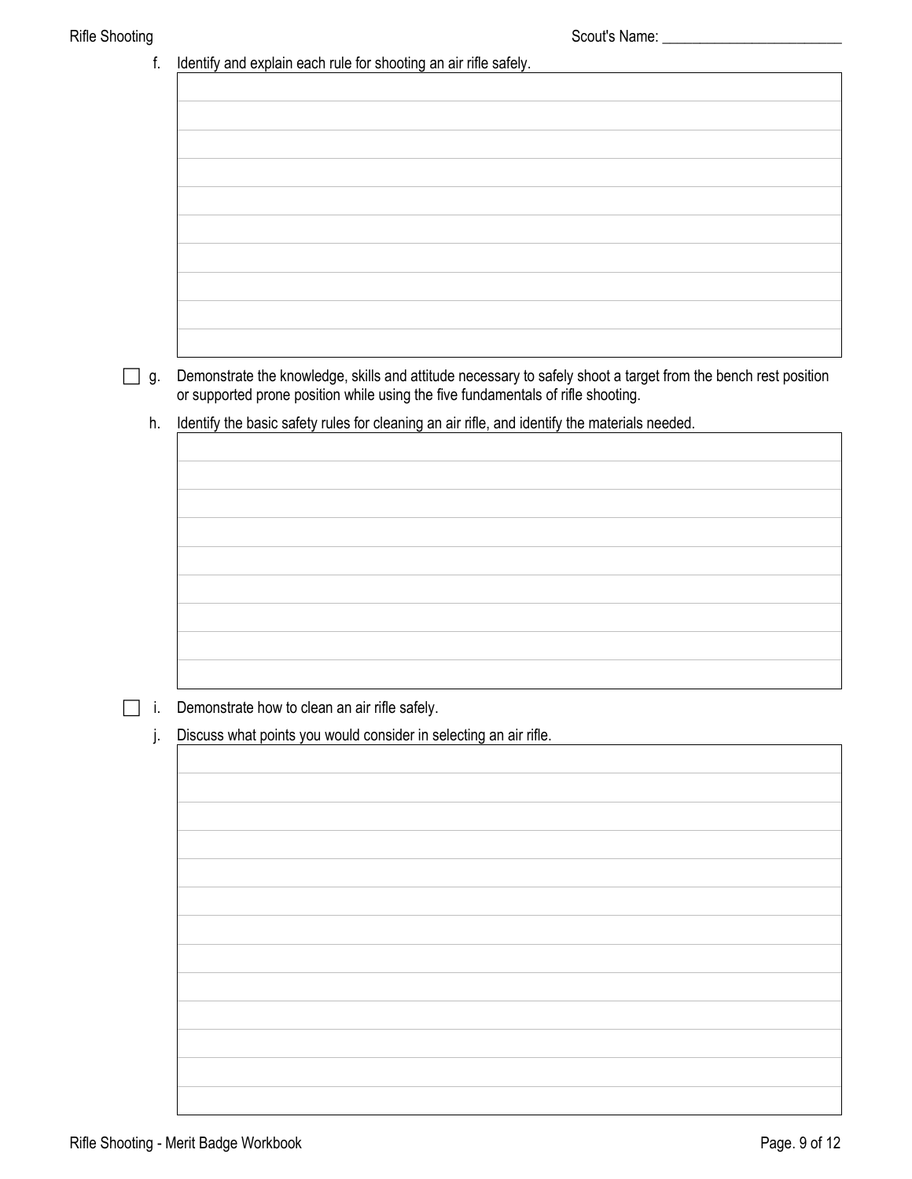f. Identify and explain each rule for shooting an air rifle safely.

☐ g. Demonstrate the knowledge, skills and attitude necessary to safely shoot a target from the bench rest position or supported prone position while using the five fundamentals of rifle shooting.

h. Identify the basic safety rules for cleaning an air rifle, and identify the materials needed.

☐ i. Demonstrate how to clean an air rifle safely.

j. Discuss what points you would consider in selecting an air rifle.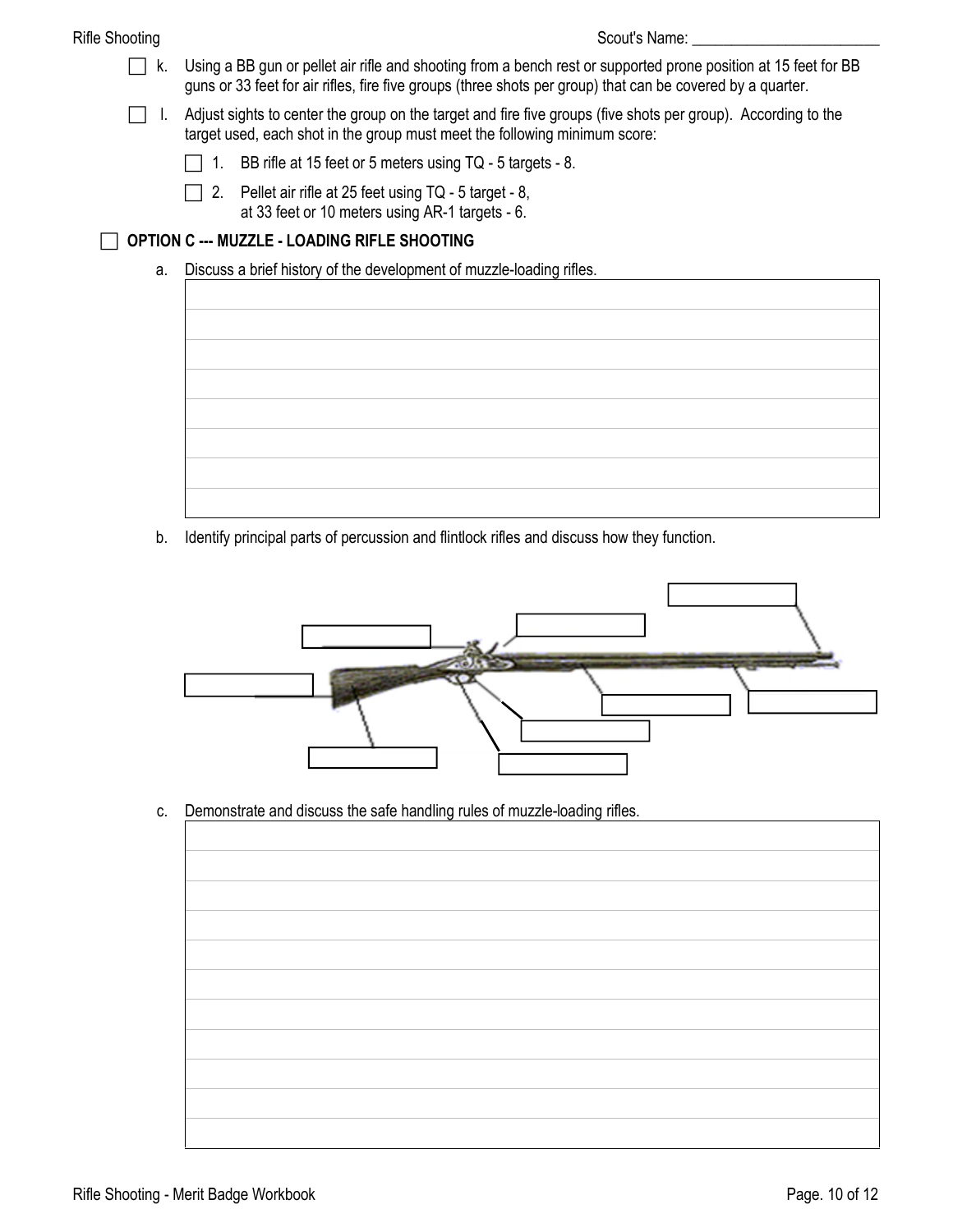- [ ] k. Using a BB gun or pellet air rifle and shooting from a bench rest or supported prone position at 15 feet for BB guns or 33 feet for air rifles, fire five groups (three shots per group) that can be covered by a quarter.
- [ ] l. Adjust sights to center the group on the target and fire five groups (five shots per group). According to the target used, each shot in the group must meet the following minimum score:
  - [ ] 1. BB rifle at 15 feet or 5 meters using TQ - 5 targets - 8.
  - [ ] 2. Pellet air rifle at 25 feet using TQ - 5 target - 8, at 33 feet or 10 meters using AR-1 targets - 6.

- [ ] **OPTION C --- MUZZLE - LOADING RIFLE SHOOTING**

a. Discuss a brief history of the development of muzzle-loading rifles.

b. Identify principal parts of percussion and flintlock rifles and discuss how they function.

c. Demonstrate and discuss the safe handling rules of muzzle-loading rifles.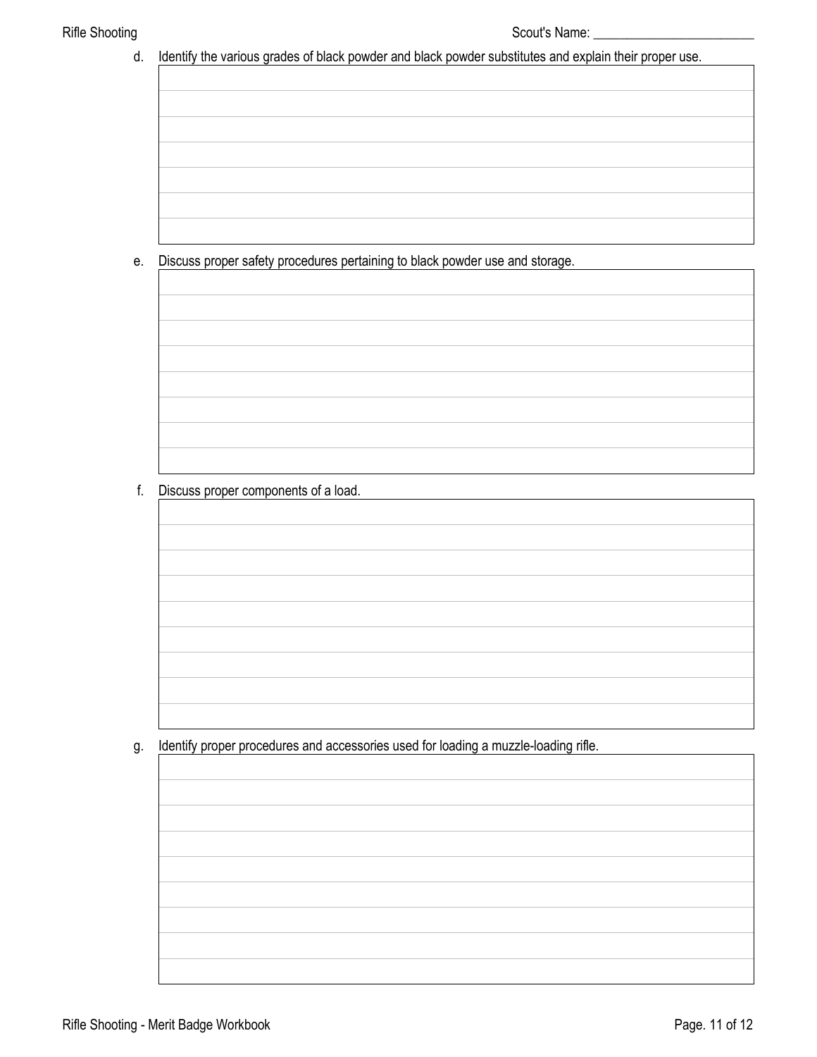d. Identify the various grades of black powder and black powder substitutes and explain their proper use.

e. Discuss proper safety procedures pertaining to black powder use and storage.

f. Discuss proper components of a load.

g. Identify proper procedures and accessories used for loading a muzzle-loading rifle.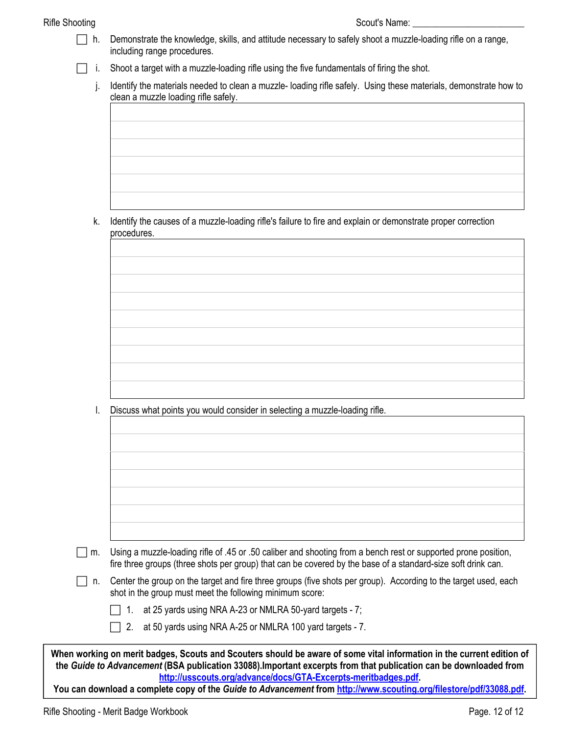- [ ] h. Demonstrate the knowledge, skills, and attitude necessary to safely shoot a muzzle-loading rifle on a range, including range procedures.
- [ ] i. Shoot a target with a muzzle-loading rifle using the five fundamentals of firing the shot.

j. Identify the materials needed to clean a muzzle- loading rifle safely. Using these materials, demonstrate how to clean a muzzle loading rifle safely.

| |
|---|
| |
| |
| |
| |
| |
| |

k. Identify the causes of a muzzle-loading rifle's failure to fire and explain or demonstrate proper correction procedures.

| |
|---|
| |
| |
| |
| |
| |
| |
| |
| |
| |

l. Discuss what points you would consider in selecting a muzzle-loading rifle.

| |
|---|
| |
| |
| |
| |
| |
| |
| |

- [ ] m. Using a muzzle-loading rifle of .45 or .50 caliber and shooting from a bench rest or supported prone position, fire three groups (three shots per group) that can be covered by the base of a standard-size soft drink can.
- [ ] n. Center the group on the target and fire three groups (five shots per group). According to the target used, each shot in the group must meet the following minimum score:
  - [ ] 1. at 25 yards using NRA A-23 or NMLRA 50-yard targets - 7;
  - [ ] 2. at 50 yards using NRA A-25 or NMLRA 100 yard targets - 7.

**When working on merit badges, Scouts and Scouters should be aware of some vital information in the current edition of the *Guide to Advancement* (BSA publication 33088).Important excerpts from that publication can be downloaded from http://usscouts.org/advance/docs/GTA-Excerpts-meritbadges.pdf.**
**You can download a complete copy of the *Guide to Advancement* from http://www.scouting.org/filestore/pdf/33088.pdf.**